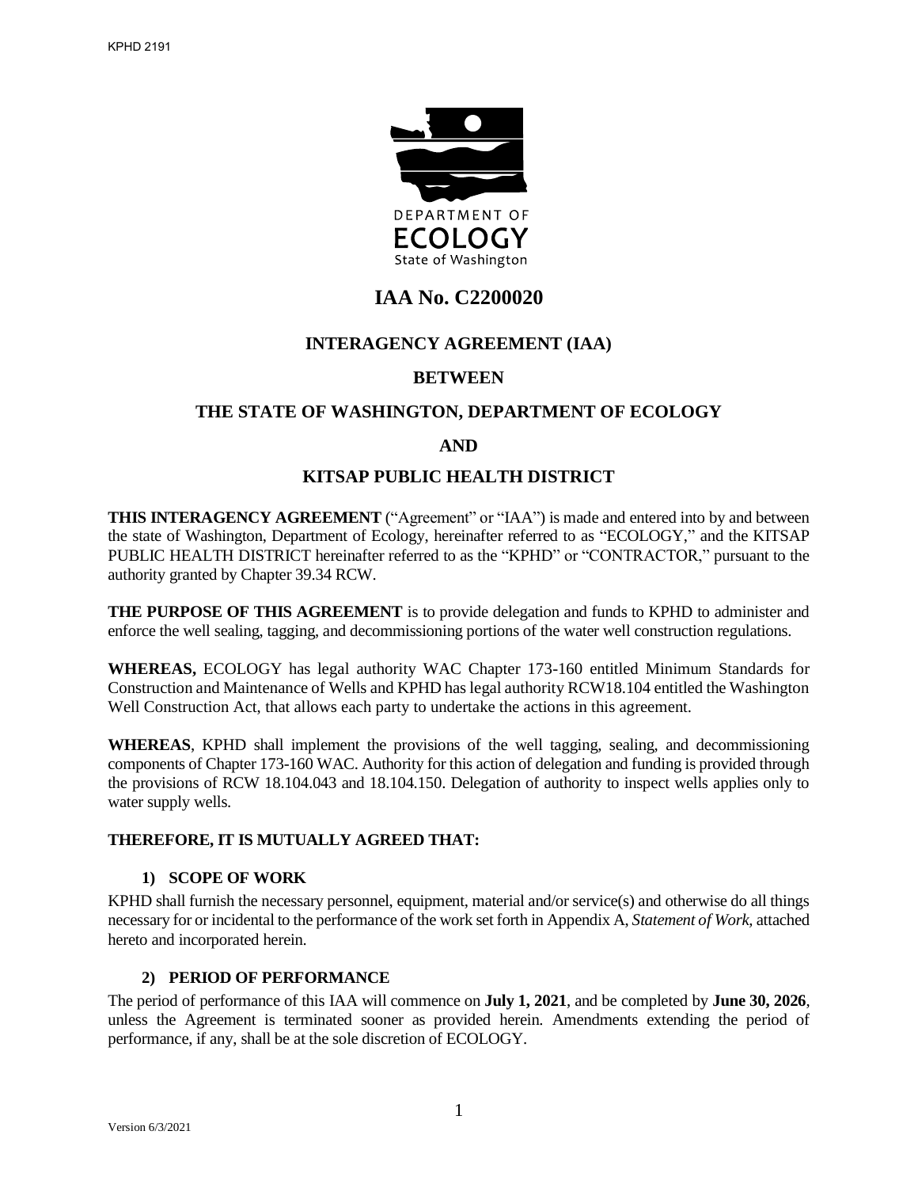# IAA No. C2200020

## INTERAGENCY AGREEMENT (IAA)

## BETWEEN

## THE STATE OF WASHINGTON, DEPARTMENT OF ECOLOGY

## AND

## KITSAP PUBLIC HEALTH DISTRICT

**THIS INTERAGENCY AGREEMENT** ("Agreement" or "IAA") is made and entered into by and between the state of Washington, Department of Ecology, hereinafter referred to as "ECOLOGY," and the KITSAP PUBLIC HEALTH DISTRICT hereinafter referred to as the "KPHD" or "CONTRACTOR," pursuant to the authority granted by Chapter 39.34 RCW.

**THE PURPOSE OF THIS AGREEMENT** is to provide delegation and funds to KPHD to administer and enforce the well sealing, tagging, and decommissioning portions of the water well construction regulations.

**WHEREAS,** ECOLOGY has legal authority WAC Chapter 173-160 entitled Minimum Standards for Construction and Maintenance of Wells and KPHD has legal authority RCW18.104 entitled the Washington Well Construction Act, that allows each party to undertake the actions in this agreement.

**WHEREAS**, KPHD shall implement the provisions of the well tagging, sealing, and decommissioning components of Chapter 173-160 WAC. Authority for this action of delegation and funding is provided through the provisions of RCW 18.104.043 and 18.104.150. Delegation of authority to inspect wells applies only to water supply wells.

**THEREFORE, IT IS MUTUALLY AGREED THAT:**

### 1) SCOPE OF WORK

KPHD shall furnish the necessary personnel, equipment, material and/or service(s) and otherwise do all things necessary for or incidental to the performance of the work set forth in Appendix A, *Statement of Work*, attached hereto and incorporated herein.

### 2) PERIOD OF PERFORMANCE

The period of performance of this IAA will commence on **July 1, 2021**, and be completed by **June 30, 2026**, unless the Agreement is terminated sooner as provided herein. Amendments extending the period of performance, if any, shall be at the sole discretion of ECOLOGY.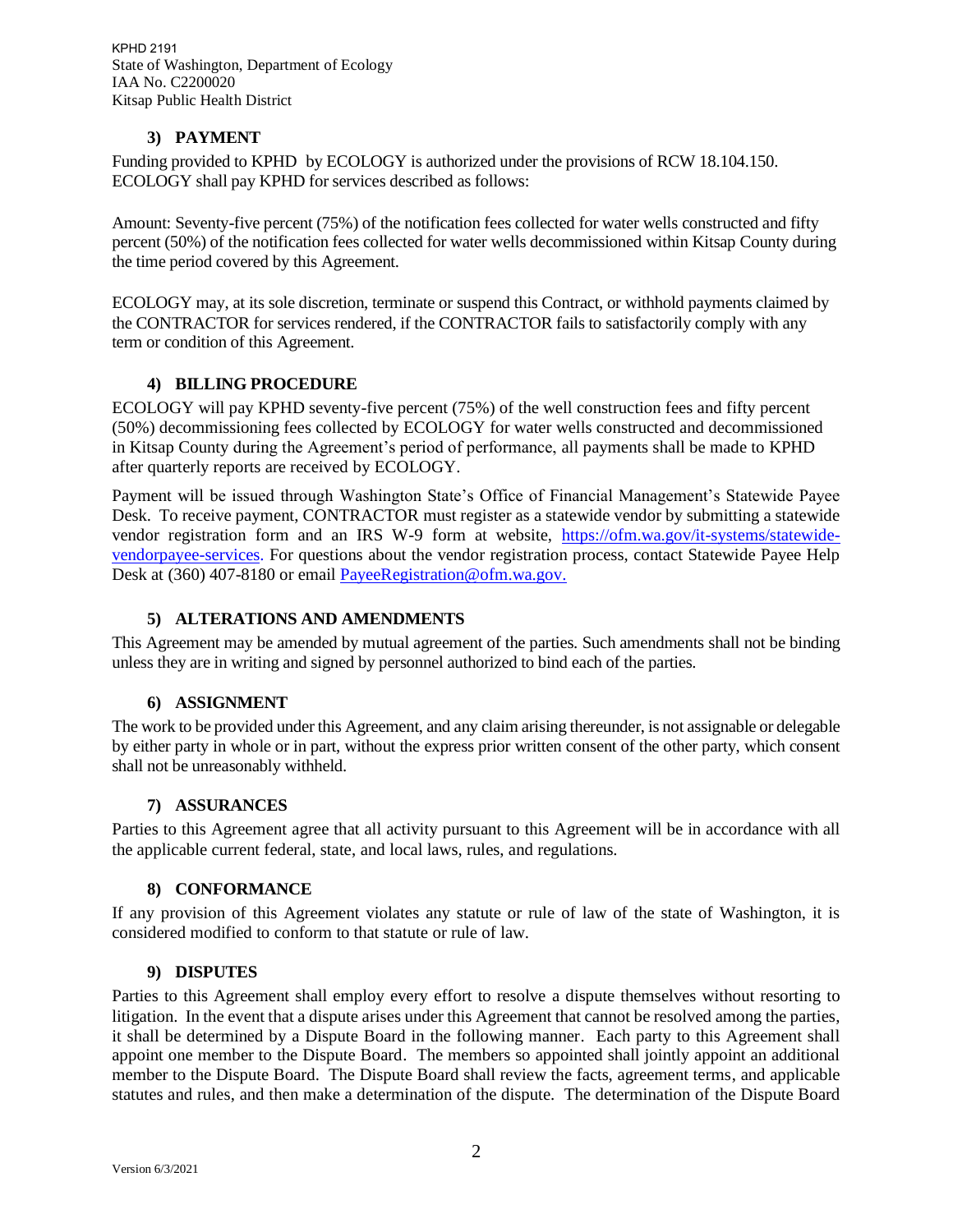### 3) PAYMENT

Funding provided to KPHD by ECOLOGY is authorized under the provisions of RCW 18.104.150. ECOLOGY shall pay KPHD for services described as follows:

Amount: Seventy-five percent (75%) of the notification fees collected for water wells constructed and fifty percent (50%) of the notification fees collected for water wells decommissioned within Kitsap County during the time period covered by this Agreement.

ECOLOGY may, at its sole discretion, terminate or suspend this Contract, or withhold payments claimed by the CONTRACTOR for services rendered, if the CONTRACTOR fails to satisfactorily comply with any term or condition of this Agreement.

### 4) BILLING PROCEDURE

ECOLOGY will pay KPHD seventy-five percent (75%) of the well construction fees and fifty percent (50%) decommissioning fees collected by ECOLOGY for water wells constructed and decommissioned in Kitsap County during the Agreement's period of performance, all payments shall be made to KPHD after quarterly reports are received by ECOLOGY.

Payment will be issued through Washington State's Office of Financial Management's Statewide Payee Desk. To receive payment, CONTRACTOR must register as a statewide vendor by submitting a statewide vendor registration form and an IRS W-9 form at website, [https://ofm.wa.gov/it-systems/statewide-vendorpayee-services.](https://ofm.wa.gov/it-systems/statewide-vendorpayee-services) For questions about the vendor registration process, contact Statewide Payee Help Desk at (360) 407-8180 or email [PayeeRegistration@ofm.wa.gov.](mailto:PayeeRegistration@ofm.wa.gov)

### 5) ALTERATIONS AND AMENDMENTS

This Agreement may be amended by mutual agreement of the parties. Such amendments shall not be binding unless they are in writing and signed by personnel authorized to bind each of the parties.

### 6) ASSIGNMENT

The work to be provided under this Agreement, and any claim arising thereunder, is not assignable or delegable by either party in whole or in part, without the express prior written consent of the other party, which consent shall not be unreasonably withheld.

### 7) ASSURANCES

Parties to this Agreement agree that all activity pursuant to this Agreement will be in accordance with all the applicable current federal, state, and local laws, rules, and regulations.

### 8) CONFORMANCE

If any provision of this Agreement violates any statute or rule of law of the state of Washington, it is considered modified to conform to that statute or rule of law.

### 9) DISPUTES

Parties to this Agreement shall employ every effort to resolve a dispute themselves without resorting to litigation. In the event that a dispute arises under this Agreement that cannot be resolved among the parties, it shall be determined by a Dispute Board in the following manner. Each party to this Agreement shall appoint one member to the Dispute Board. The members so appointed shall jointly appoint an additional member to the Dispute Board. The Dispute Board shall review the facts, agreement terms, and applicable statutes and rules, and then make a determination of the dispute. The determination of the Dispute Board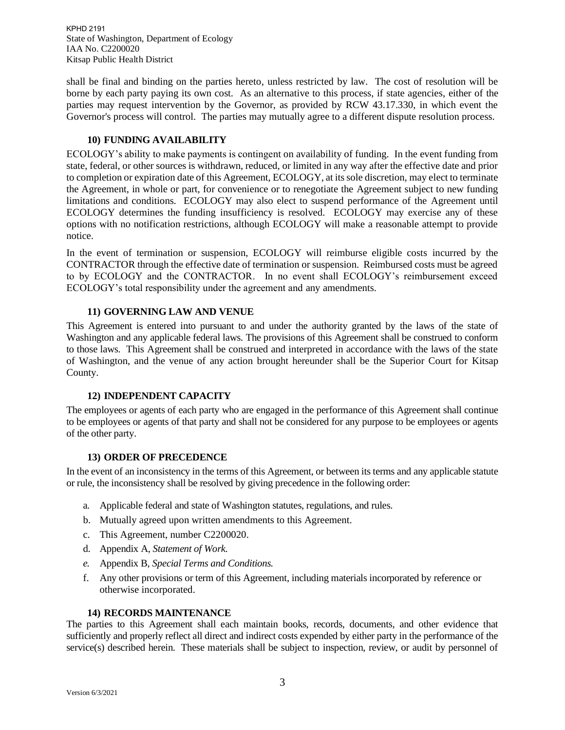shall be final and binding on the parties hereto, unless restricted by law. The cost of resolution will be borne by each party paying its own cost. As an alternative to this process, if state agencies, either of the parties may request intervention by the Governor, as provided by RCW 43.17.330, in which event the Governor's process will control. The parties may mutually agree to a different dispute resolution process.

### 10) FUNDING AVAILABILITY

ECOLOGY's ability to make payments is contingent on availability of funding. In the event funding from state, federal, or other sources is withdrawn, reduced, or limited in any way after the effective date and prior to completion or expiration date of this Agreement, ECOLOGY, at its sole discretion, may elect to terminate the Agreement, in whole or part, for convenience or to renegotiate the Agreement subject to new funding limitations and conditions. ECOLOGY may also elect to suspend performance of the Agreement until ECOLOGY determines the funding insufficiency is resolved. ECOLOGY may exercise any of these options with no notification restrictions, although ECOLOGY will make a reasonable attempt to provide notice.

In the event of termination or suspension, ECOLOGY will reimburse eligible costs incurred by the CONTRACTOR through the effective date of termination or suspension. Reimbursed costs must be agreed to by ECOLOGY and the CONTRACTOR. In no event shall ECOLOGY's reimbursement exceed ECOLOGY's total responsibility under the agreement and any amendments.

### 11) GOVERNING LAW AND VENUE

This Agreement is entered into pursuant to and under the authority granted by the laws of the state of Washington and any applicable federal laws. The provisions of this Agreement shall be construed to conform to those laws. This Agreement shall be construed and interpreted in accordance with the laws of the state of Washington, and the venue of any action brought hereunder shall be the Superior Court for Kitsap County.

### 12) INDEPENDENT CAPACITY

The employees or agents of each party who are engaged in the performance of this Agreement shall continue to be employees or agents of that party and shall not be considered for any purpose to be employees or agents of the other party.

### 13) ORDER OF PRECEDENCE

In the event of an inconsistency in the terms of this Agreement, or between its terms and any applicable statute or rule, the inconsistency shall be resolved by giving precedence in the following order:

a. Applicable federal and state of Washington statutes, regulations, and rules.
b. Mutually agreed upon written amendments to this Agreement.
c. This Agreement, number C2200020.
d. Appendix A, *Statement of Work.*
e. Appendix B, *Special Terms and Conditions.*
f. Any other provisions or term of this Agreement, including materials incorporated by reference or otherwise incorporated.

### 14) RECORDS MAINTENANCE

The parties to this Agreement shall each maintain books, records, documents, and other evidence that sufficiently and properly reflect all direct and indirect costs expended by either party in the performance of the service(s) described herein. These materials shall be subject to inspection, review, or audit by personnel of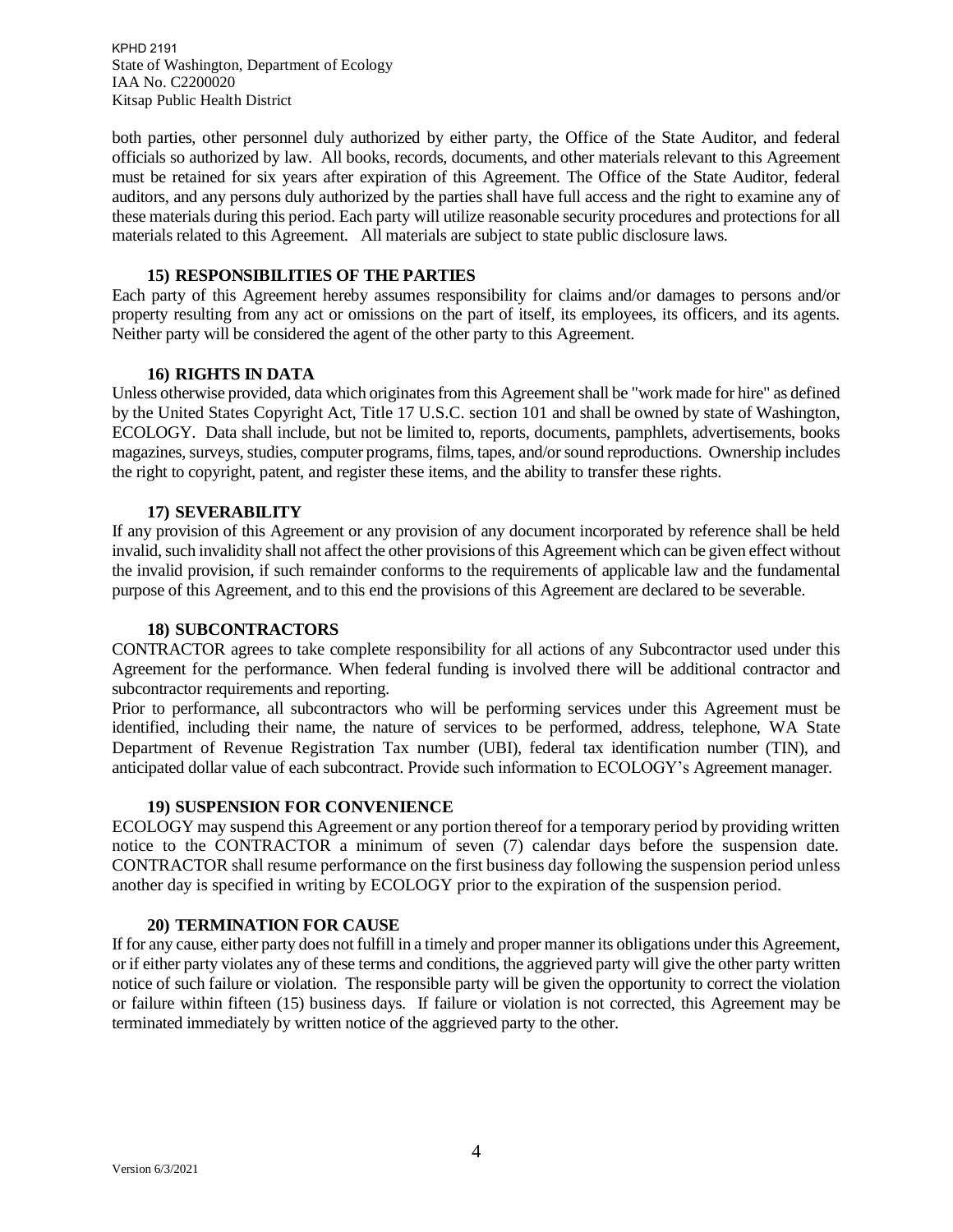both parties, other personnel duly authorized by either party, the Office of the State Auditor, and federal officials so authorized by law. All books, records, documents, and other materials relevant to this Agreement must be retained for six years after expiration of this Agreement. The Office of the State Auditor, federal auditors, and any persons duly authorized by the parties shall have full access and the right to examine any of these materials during this period. Each party will utilize reasonable security procedures and protections for all materials related to this Agreement. All materials are subject to state public disclosure laws.

**15) RESPONSIBILITIES OF THE PARTIES**

Each party of this Agreement hereby assumes responsibility for claims and/or damages to persons and/or property resulting from any act or omissions on the part of itself, its employees, its officers, and its agents. Neither party will be considered the agent of the other party to this Agreement.

**16) RIGHTS IN DATA**

Unless otherwise provided, data which originates from this Agreement shall be "work made for hire" as defined by the United States Copyright Act, Title 17 U.S.C. section 101 and shall be owned by state of Washington, ECOLOGY. Data shall include, but not be limited to, reports, documents, pamphlets, advertisements, books magazines, surveys, studies, computer programs, films, tapes, and/or sound reproductions. Ownership includes the right to copyright, patent, and register these items, and the ability to transfer these rights.

**17) SEVERABILITY**

If any provision of this Agreement or any provision of any document incorporated by reference shall be held invalid, such invalidity shall not affect the other provisions of this Agreement which can be given effect without the invalid provision, if such remainder conforms to the requirements of applicable law and the fundamental purpose of this Agreement, and to this end the provisions of this Agreement are declared to be severable.

**18) SUBCONTRACTORS**

CONTRACTOR agrees to take complete responsibility for all actions of any Subcontractor used under this Agreement for the performance. When federal funding is involved there will be additional contractor and subcontractor requirements and reporting.

Prior to performance, all subcontractors who will be performing services under this Agreement must be identified, including their name, the nature of services to be performed, address, telephone, WA State Department of Revenue Registration Tax number (UBI), federal tax identification number (TIN), and anticipated dollar value of each subcontract. Provide such information to ECOLOGY's Agreement manager.

**19) SUSPENSION FOR CONVENIENCE**

ECOLOGY may suspend this Agreement or any portion thereof for a temporary period by providing written notice to the CONTRACTOR a minimum of seven (7) calendar days before the suspension date. CONTRACTOR shall resume performance on the first business day following the suspension period unless another day is specified in writing by ECOLOGY prior to the expiration of the suspension period.

**20) TERMINATION FOR CAUSE**

If for any cause, either party does not fulfill in a timely and proper manner its obligations under this Agreement, or if either party violates any of these terms and conditions, the aggrieved party will give the other party written notice of such failure or violation. The responsible party will be given the opportunity to correct the violation or failure within fifteen (15) business days. If failure or violation is not corrected, this Agreement may be terminated immediately by written notice of the aggrieved party to the other.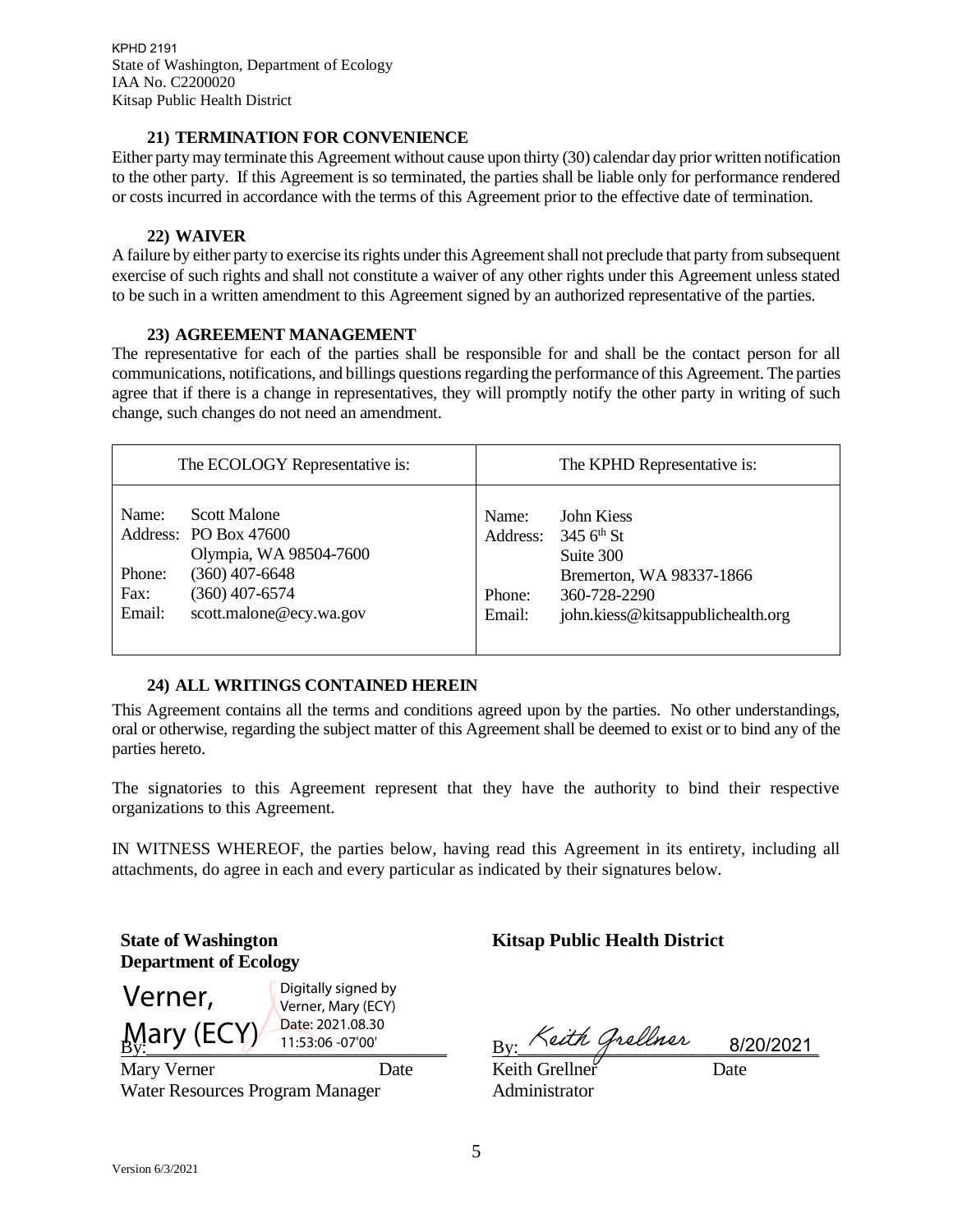KPHD 2191
State of Washington, Department of Ecology
IAA No. C2200020
Kitsap Public Health District

### 21) TERMINATION FOR CONVENIENCE

Either party may terminate this Agreement without cause upon thirty (30) calendar day prior written notification to the other party. If this Agreement is so terminated, the parties shall be liable only for performance rendered or costs incurred in accordance with the terms of this Agreement prior to the effective date of termination.

### 22) WAIVER

A failure by either party to exercise its rights under this Agreement shall not preclude that party from subsequent exercise of such rights and shall not constitute a waiver of any other rights under this Agreement unless stated to be such in a written amendment to this Agreement signed by an authorized representative of the parties.

### 23) AGREEMENT MANAGEMENT

The representative for each of the parties shall be responsible for and shall be the contact person for all communications, notifications, and billings questions regarding the performance of this Agreement. The parties agree that if there is a change in representatives, they will promptly notify the other party in writing of such change, such changes do not need an amendment.

| The ECOLOGY Representative is: | The KPHD Representative is: |
|---|---|
| Name: Scott Malone<br>Address: PO Box 47600<br>Olympia, WA 98504-7600<br>Phone: (360) 407-6648<br>Fax: (360) 407-6574<br>Email: scott.malone@ecy.wa.gov | Name: John Kiess<br>Address: 345 6th St<br>Suite 300<br>Bremerton, WA 98337-1866<br>Phone: 360-728-2290<br>Email: john.kiess@kitsappublichealth.org |

### 24) ALL WRITINGS CONTAINED HEREIN

This Agreement contains all the terms and conditions agreed upon by the parties. No other understandings, oral or otherwise, regarding the subject matter of this Agreement shall be deemed to exist or to bind any of the parties hereto.

The signatories to this Agreement represent that they have the authority to bind their respective organizations to this Agreement.

IN WITNESS WHEREOF, the parties below, having read this Agreement in its entirety, including all attachments, do agree in each and every particular as indicated by their signatures below.

**State of Washington**
**Department of Ecology**

By: Verner, Mary (ECY) — Digitally signed by Verner, Mary (ECY) Date: 2021.08.30 11:53:06 -07'00'

Mary Verner Date
Water Resources Program Manager

**Kitsap Public Health District**

By: Keith Grellner 8/20/2021

Keith Grellner Date
Administrator

Version 6/3/2021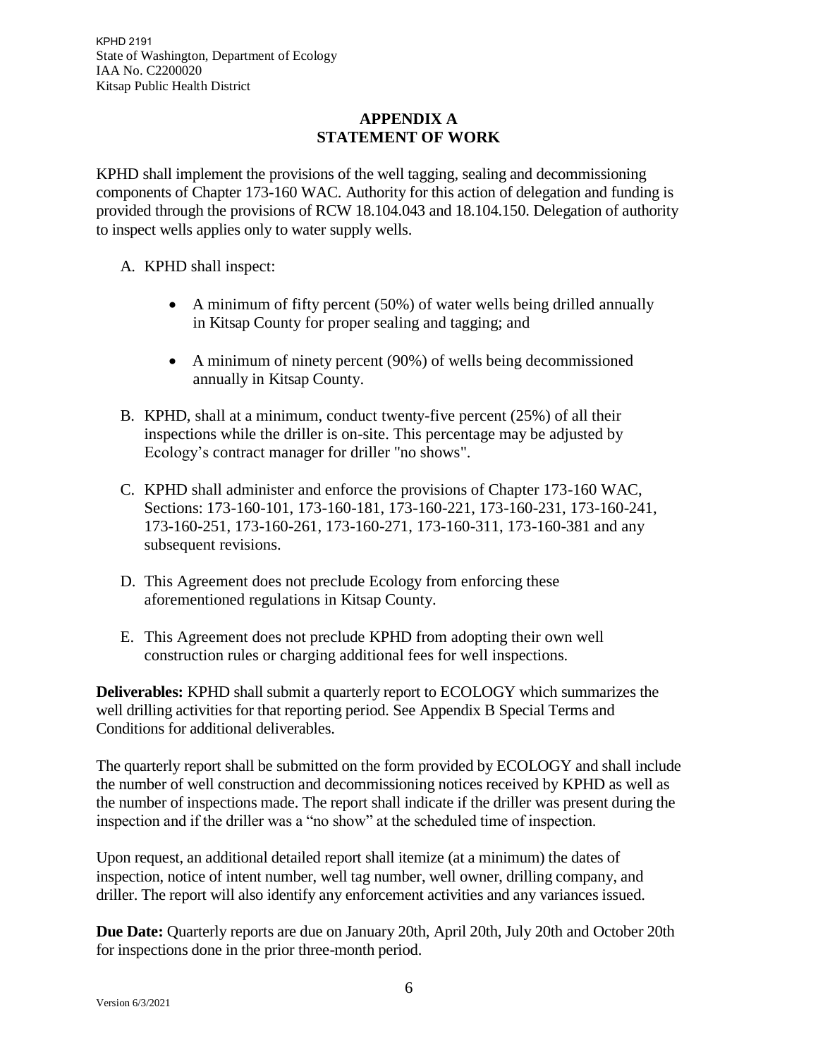## APPENDIX A
## STATEMENT OF WORK

KPHD shall implement the provisions of the well tagging, sealing and decommissioning components of Chapter 173-160 WAC. Authority for this action of delegation and funding is provided through the provisions of RCW 18.104.043 and 18.104.150. Delegation of authority to inspect wells applies only to water supply wells.

A. KPHD shall inspect:

   - A minimum of fifty percent (50%) of water wells being drilled annually in Kitsap County for proper sealing and tagging; and

   - A minimum of ninety percent (90%) of wells being decommissioned annually in Kitsap County.

B. KPHD, shall at a minimum, conduct twenty-five percent (25%) of all their inspections while the driller is on-site. This percentage may be adjusted by Ecology's contract manager for driller "no shows".

C. KPHD shall administer and enforce the provisions of Chapter 173-160 WAC, Sections: 173-160-101, 173-160-181, 173-160-221, 173-160-231, 173-160-241, 173-160-251, 173-160-261, 173-160-271, 173-160-311, 173-160-381 and any subsequent revisions.

D. This Agreement does not preclude Ecology from enforcing these aforementioned regulations in Kitsap County.

E. This Agreement does not preclude KPHD from adopting their own well construction rules or charging additional fees for well inspections.

**Deliverables:** KPHD shall submit a quarterly report to ECOLOGY which summarizes the well drilling activities for that reporting period. See Appendix B Special Terms and Conditions for additional deliverables.

The quarterly report shall be submitted on the form provided by ECOLOGY and shall include the number of well construction and decommissioning notices received by KPHD as well as the number of inspections made. The report shall indicate if the driller was present during the inspection and if the driller was a "no show" at the scheduled time of inspection.

Upon request, an additional detailed report shall itemize (at a minimum) the dates of inspection, notice of intent number, well tag number, well owner, drilling company, and driller. The report will also identify any enforcement activities and any variances issued.

**Due Date:** Quarterly reports are due on January 20th, April 20th, July 20th and October 20th for inspections done in the prior three-month period.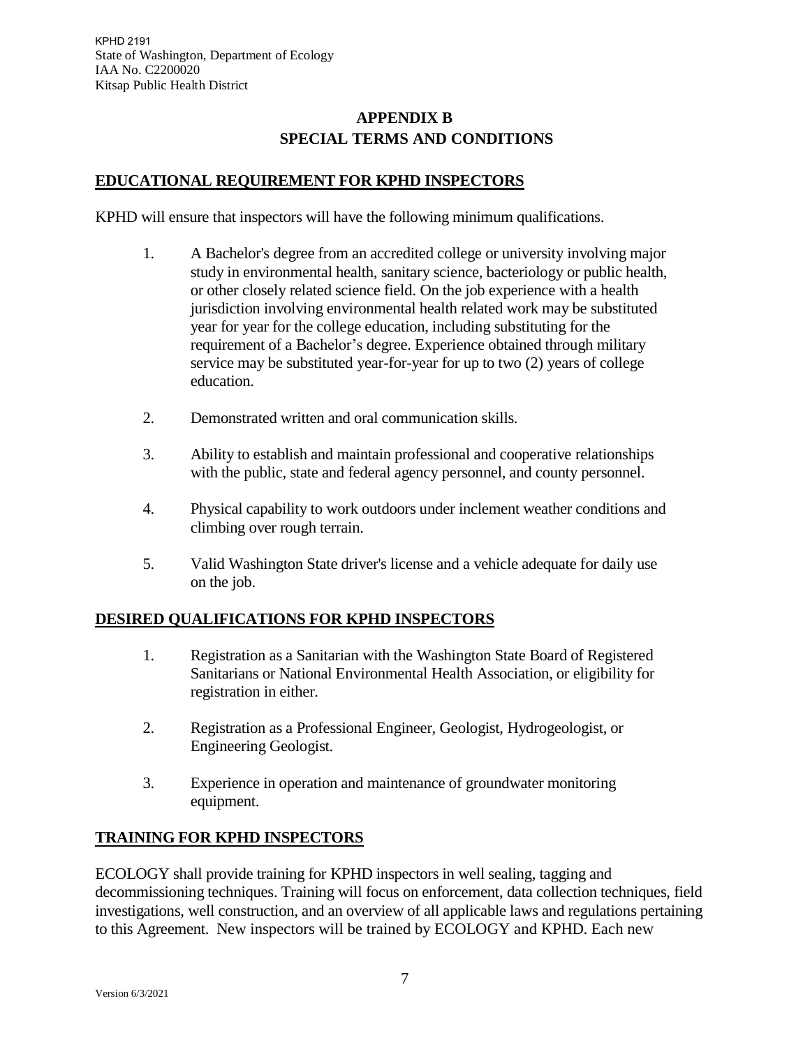## APPENDIX B
## SPECIAL TERMS AND CONDITIONS

### EDUCATIONAL REQUIREMENT FOR KPHD INSPECTORS

KPHD will ensure that inspectors will have the following minimum qualifications.

1. A Bachelor's degree from an accredited college or university involving major study in environmental health, sanitary science, bacteriology or public health, or other closely related science field. On the job experience with a health jurisdiction involving environmental health related work may be substituted year for year for the college education, including substituting for the requirement of a Bachelor's degree. Experience obtained through military service may be substituted year-for-year for up to two (2) years of college education.
2. Demonstrated written and oral communication skills.
3. Ability to establish and maintain professional and cooperative relationships with the public, state and federal agency personnel, and county personnel.
4. Physical capability to work outdoors under inclement weather conditions and climbing over rough terrain.
5. Valid Washington State driver's license and a vehicle adequate for daily use on the job.

### DESIRED QUALIFICATIONS FOR KPHD INSPECTORS

1. Registration as a Sanitarian with the Washington State Board of Registered Sanitarians or National Environmental Health Association, or eligibility for registration in either.
2. Registration as a Professional Engineer, Geologist, Hydrogeologist, or Engineering Geologist.
3. Experience in operation and maintenance of groundwater monitoring equipment.

### TRAINING FOR KPHD INSPECTORS

ECOLOGY shall provide training for KPHD inspectors in well sealing, tagging and decommissioning techniques. Training will focus on enforcement, data collection techniques, field investigations, well construction, and an overview of all applicable laws and regulations pertaining to this Agreement. New inspectors will be trained by ECOLOGY and KPHD. Each new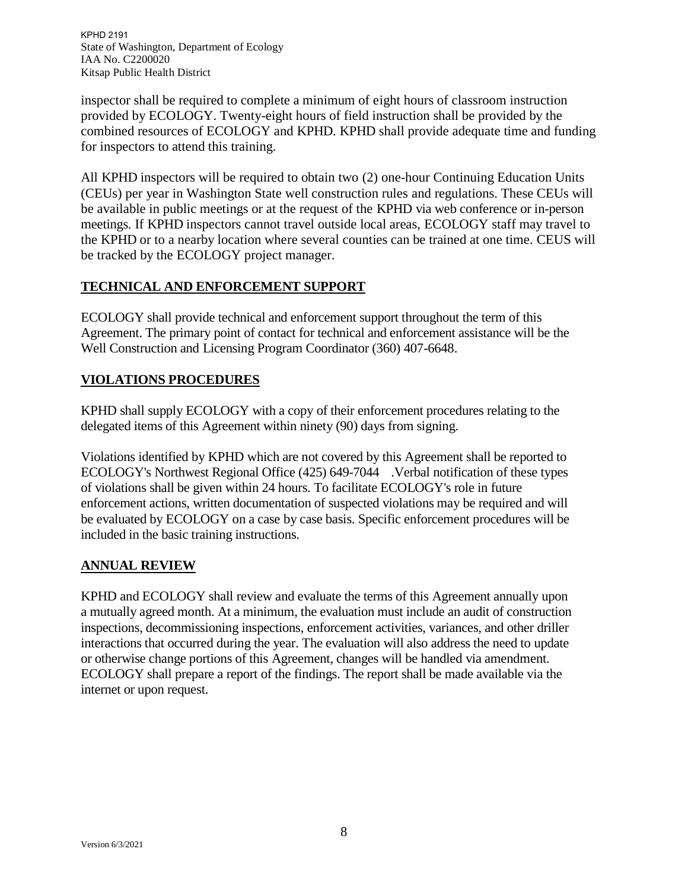inspector shall be required to complete a minimum of eight hours of classroom instruction provided by ECOLOGY. Twenty-eight hours of field instruction shall be provided by the combined resources of ECOLOGY and KPHD. KPHD shall provide adequate time and funding for inspectors to attend this training.

All KPHD inspectors will be required to obtain two (2) one-hour Continuing Education Units (CEUs) per year in Washington State well construction rules and regulations. These CEUs will be available in public meetings or at the request of the KPHD via web conference or in-person meetings. If KPHD inspectors cannot travel outside local areas, ECOLOGY staff may travel to the KPHD or to a nearby location where several counties can be trained at one time. CEUS will be tracked by the ECOLOGY project manager.

## TECHNICAL AND ENFORCEMENT SUPPORT

ECOLOGY shall provide technical and enforcement support throughout the term of this Agreement. The primary point of contact for technical and enforcement assistance will be the Well Construction and Licensing Program Coordinator (360) 407-6648.

## VIOLATIONS PROCEDURES

KPHD shall supply ECOLOGY with a copy of their enforcement procedures relating to the delegated items of this Agreement within ninety (90) days from signing.

Violations identified by KPHD which are not covered by this Agreement shall be reported to ECOLOGY's Northwest Regional Office (425) 649-7044 .Verbal notification of these types of violations shall be given within 24 hours. To facilitate ECOLOGY's role in future enforcement actions, written documentation of suspected violations may be required and will be evaluated by ECOLOGY on a case by case basis. Specific enforcement procedures will be included in the basic training instructions.

## ANNUAL REVIEW

KPHD and ECOLOGY shall review and evaluate the terms of this Agreement annually upon a mutually agreed month. At a minimum, the evaluation must include an audit of construction inspections, decommissioning inspections, enforcement activities, variances, and other driller interactions that occurred during the year. The evaluation will also address the need to update or otherwise change portions of this Agreement, changes will be handled via amendment. ECOLOGY shall prepare a report of the findings. The report shall be made available via the internet or upon request.